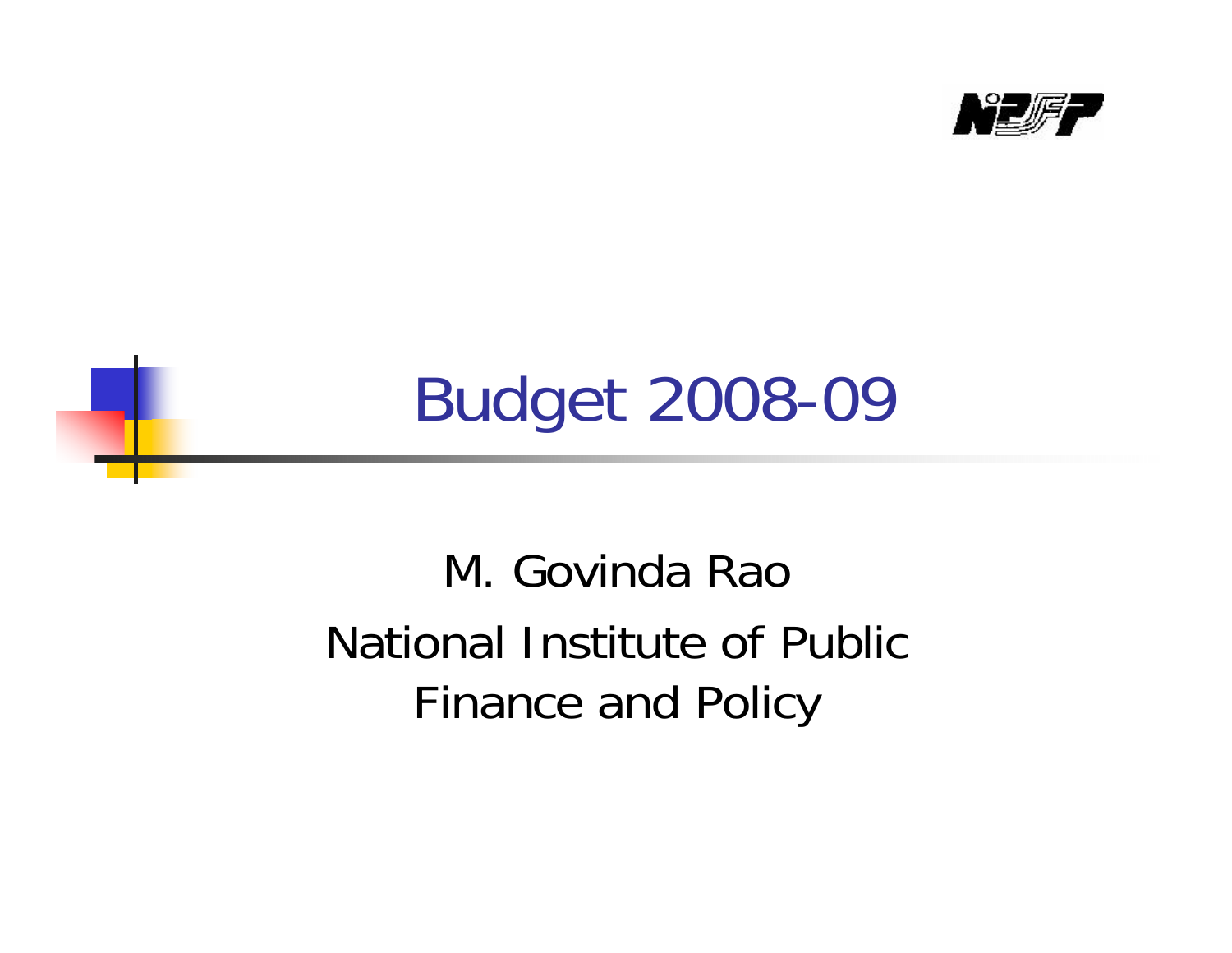# Budget 2008-09

M. Govinda Rao

National Institute of Public Finance and Policy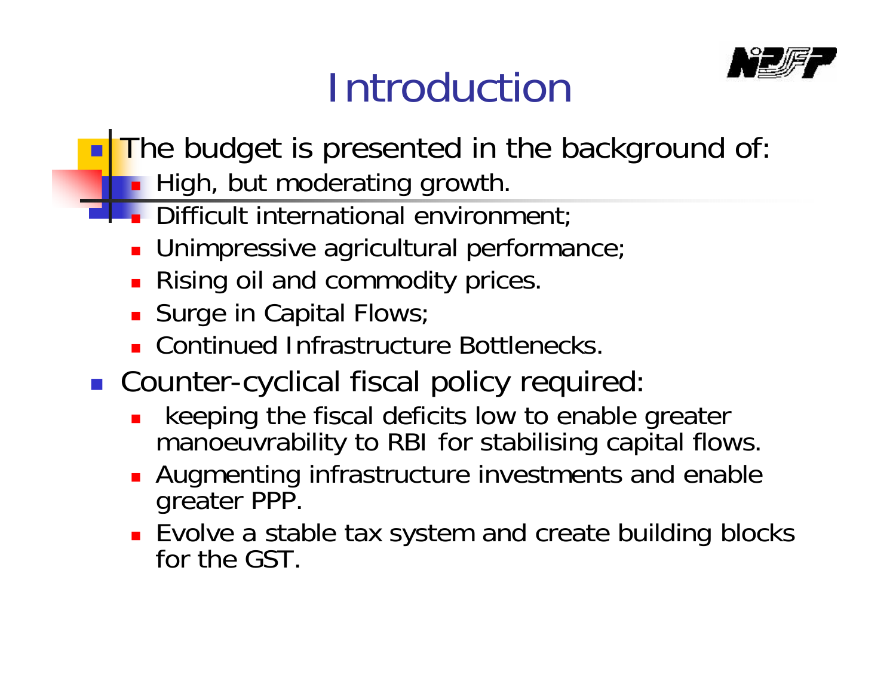# Introduction

- The budget is presented in the background of:
  - High, but moderating growth.
  - Difficult international environment;
  - Unimpressive agricultural performance;
  - Rising oil and commodity prices.
  - Surge in Capital Flows;
  - Continued Infrastructure Bottlenecks.
- Counter-cyclical fiscal policy required:
  - keeping the fiscal deficits low to enable greater manoeuvrability to RBI for stabilising capital flows.
  - Augmenting infrastructure investments and enable greater PPP.
  - Evolve a stable tax system and create building blocks for the GST.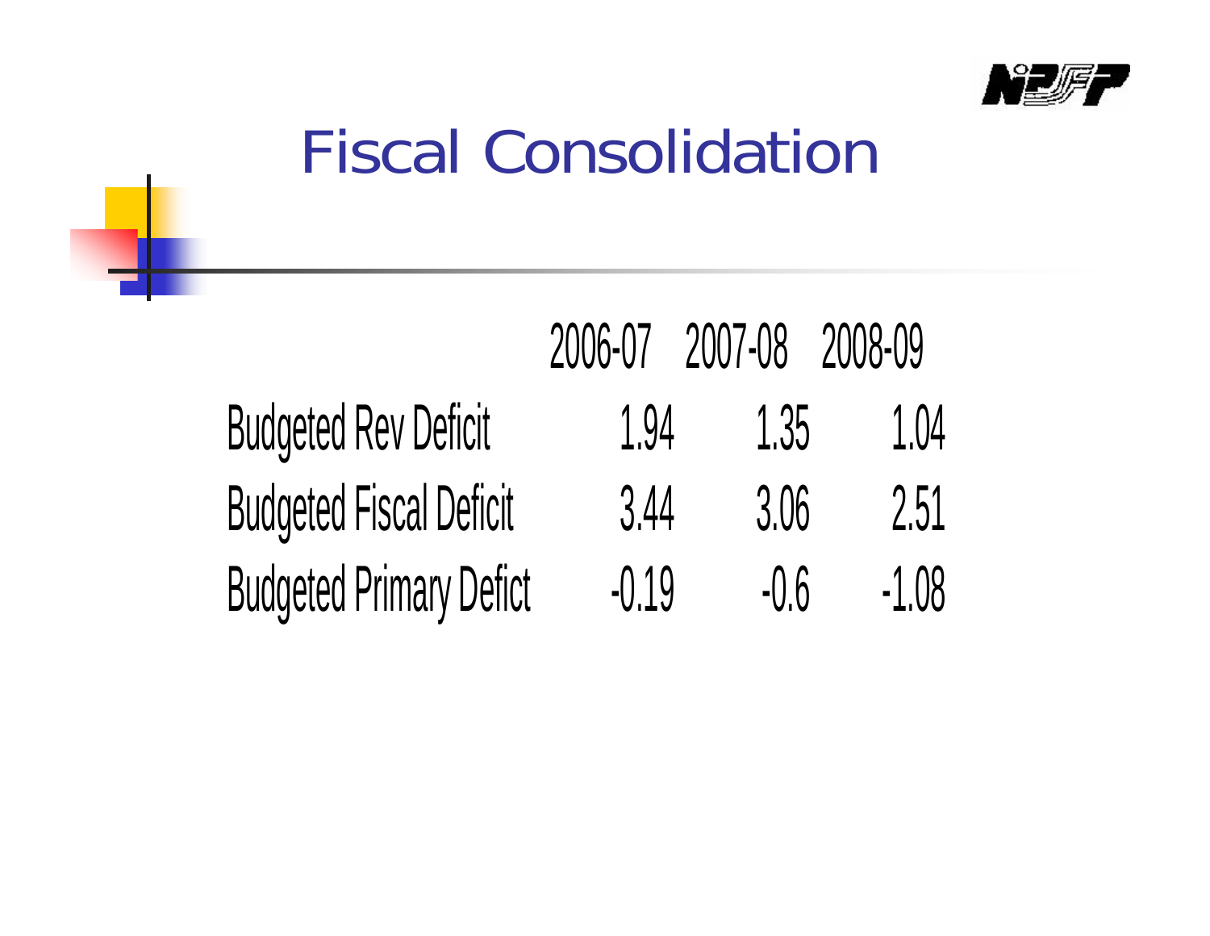# Fiscal Consolidation

| | 2006-07 | 2007-08 | 2008-09 |
|---|---|---|---|
| Budgeted Rev Deficit | 1.94 | 1.35 | 1.04 |
| Budgeted Fiscal Deficit | 3.44 | 3.06 | 2.51 |
| Budgeted Primary Defict | -0.19 | -0.6 | -1.08 |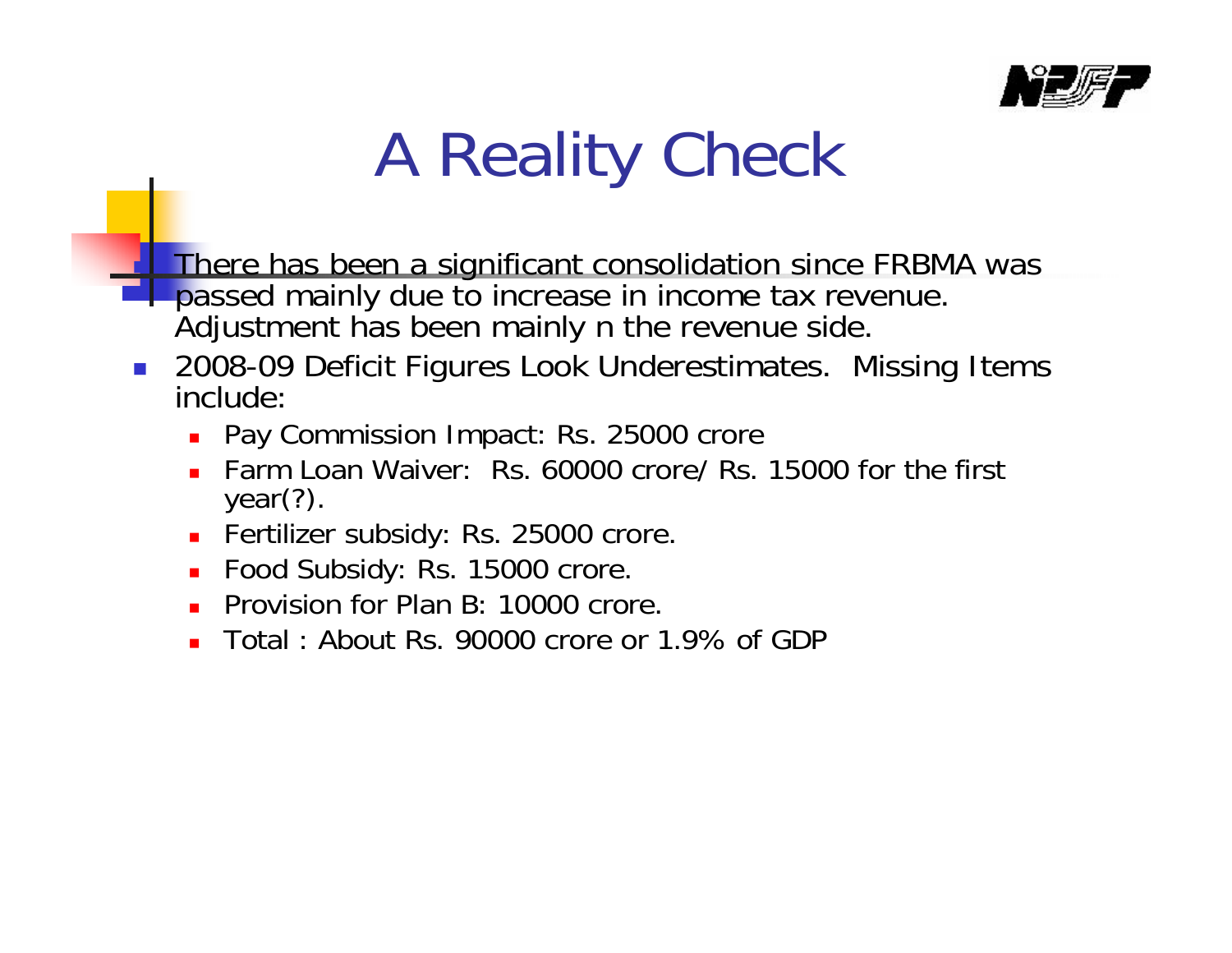# A Reality Check

- There has been a significant consolidation since FRBMA was passed mainly due to increase in income tax revenue. Adjustment has been mainly n the revenue side.
- 2008-09 Deficit Figures Look Underestimates. Missing Items include:
  - Pay Commission Impact: Rs. 25000 crore
  - Farm Loan Waiver: Rs. 60000 crore/ Rs. 15000 for the first year(?).
  - Fertilizer subsidy: Rs. 25000 crore.
  - Food Subsidy: Rs. 15000 crore.
  - Provision for Plan B: 10000 crore.
  - Total : About Rs. 90000 crore or 1.9% of GDP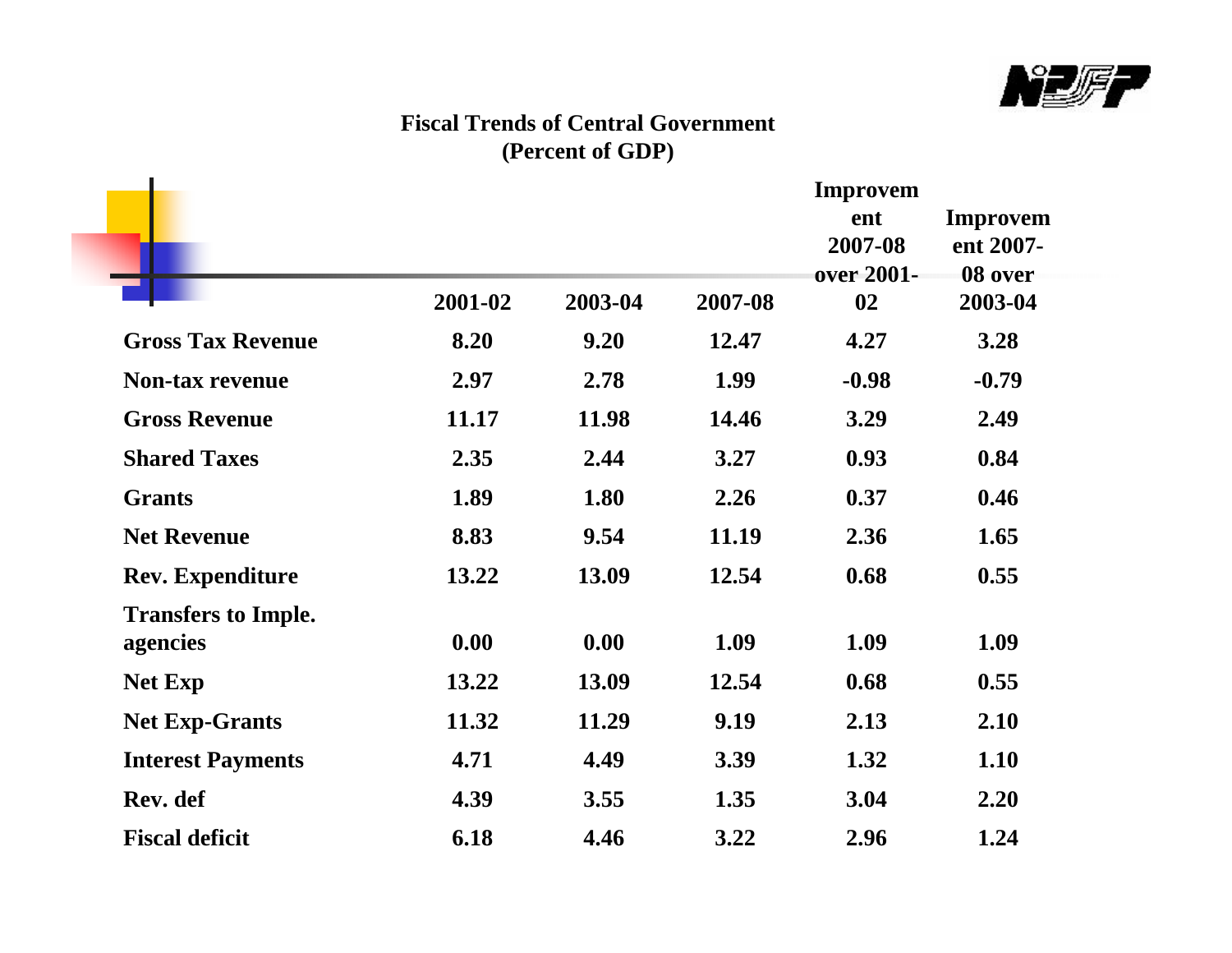## Fiscal Trends of Central Government
### (Percent of GDP)

| | 2001-02 | 2003-04 | 2007-08 | Improvement 2007-08 over 2001-02 | Improvement 2007-08 over 2003-04 |
|---|---|---|---|---|---|
| **Gross Tax Revenue** | **8.20** | **9.20** | **12.47** | **4.27** | **3.28** |
| **Non-tax revenue** | **2.97** | **2.78** | **1.99** | **-0.98** | **-0.79** |
| **Gross Revenue** | **11.17** | **11.98** | **14.46** | **3.29** | **2.49** |
| **Shared Taxes** | **2.35** | **2.44** | **3.27** | **0.93** | **0.84** |
| **Grants** | **1.89** | **1.80** | **2.26** | **0.37** | **0.46** |
| **Net Revenue** | **8.83** | **9.54** | **11.19** | **2.36** | **1.65** |
| **Rev. Expenditure** | **13.22** | **13.09** | **12.54** | **0.68** | **0.55** |
| **Transfers to Imple. agencies** | **0.00** | **0.00** | **1.09** | **1.09** | **1.09** |
| **Net Exp** | **13.22** | **13.09** | **12.54** | **0.68** | **0.55** |
| **Net Exp-Grants** | **11.32** | **11.29** | **9.19** | **2.13** | **2.10** |
| **Interest Payments** | **4.71** | **4.49** | **3.39** | **1.32** | **1.10** |
| **Rev. def** | **4.39** | **3.55** | **1.35** | **3.04** | **2.20** |
| **Fiscal deficit** | **6.18** | **4.46** | **3.22** | **2.96** | **1.24** |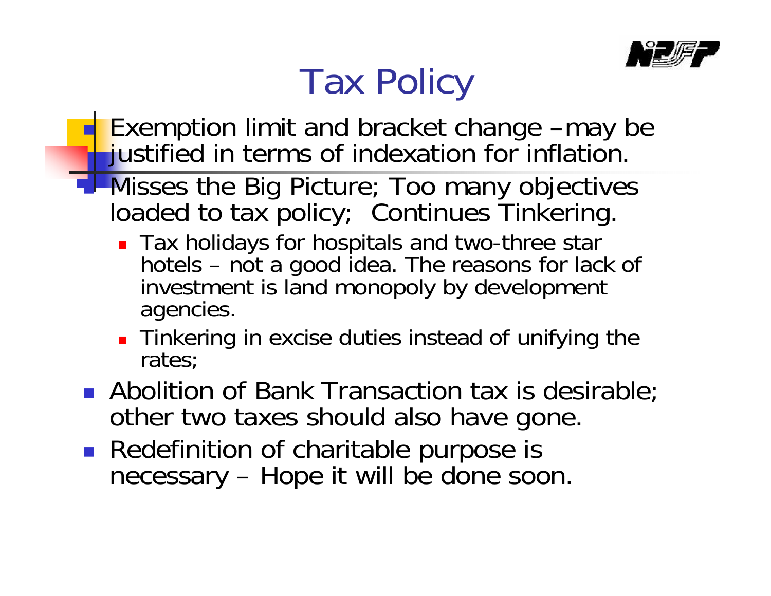# Tax Policy

- Exemption limit and bracket change –may be justified in terms of indexation for inflation.
- Misses the Big Picture; Too many objectives loaded to tax policy; Continues Tinkering.
  - Tax holidays for hospitals and two-three star hotels – not a good idea. The reasons for lack of investment is land monopoly by development agencies.
  - Tinkering in excise duties instead of unifying the rates;
- Abolition of Bank Transaction tax is desirable; other two taxes should also have gone.
- Redefinition of charitable purpose is necessary – Hope it will be done soon.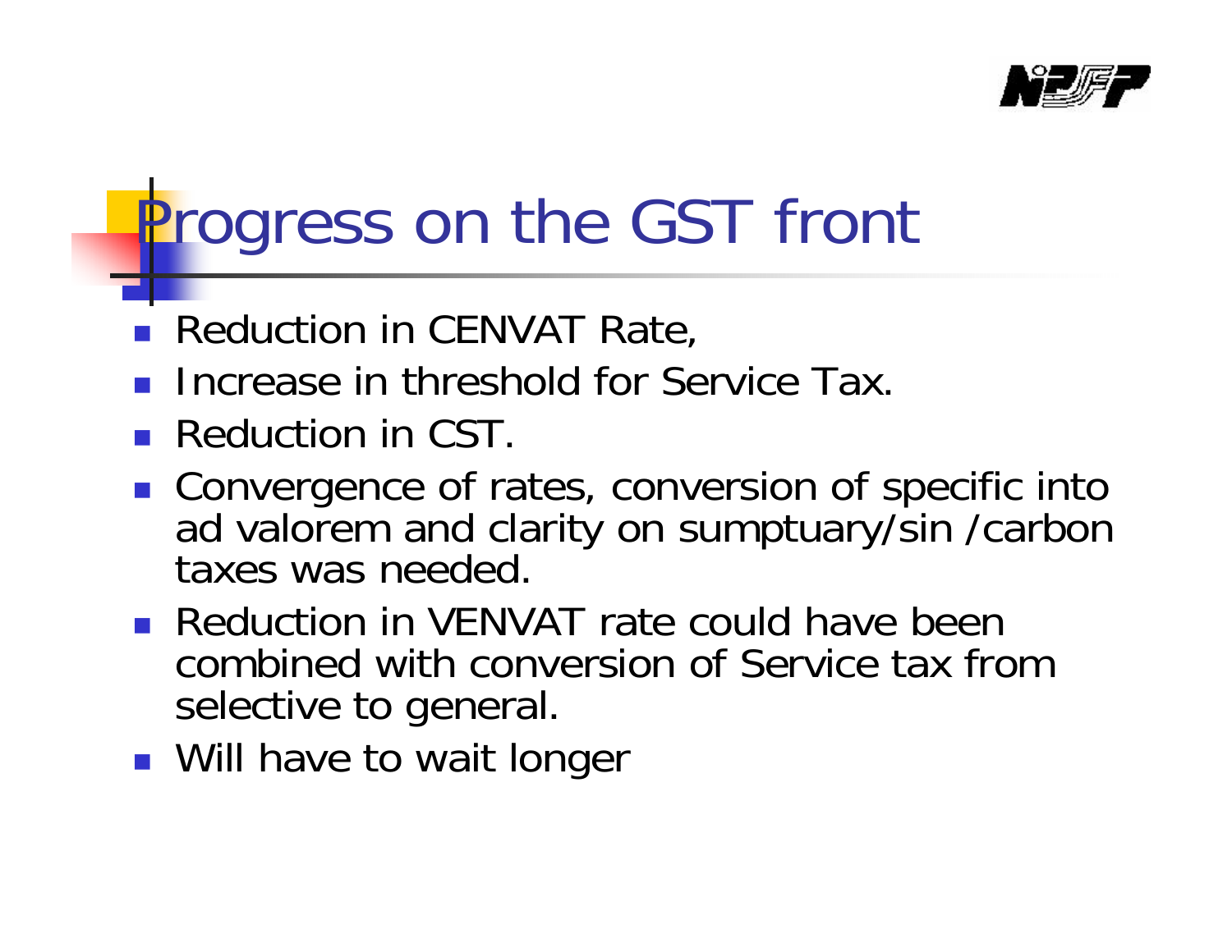# Progress on the GST front

- Reduction in CENVAT Rate,
- Increase in threshold for Service Tax.
- Reduction in CST.
- Convergence of rates, conversion of specific into ad valorem and clarity on sumptuary/sin /carbon taxes was needed.
- Reduction in VENVAT rate could have been combined with conversion of Service tax from selective to general.
- Will have to wait longer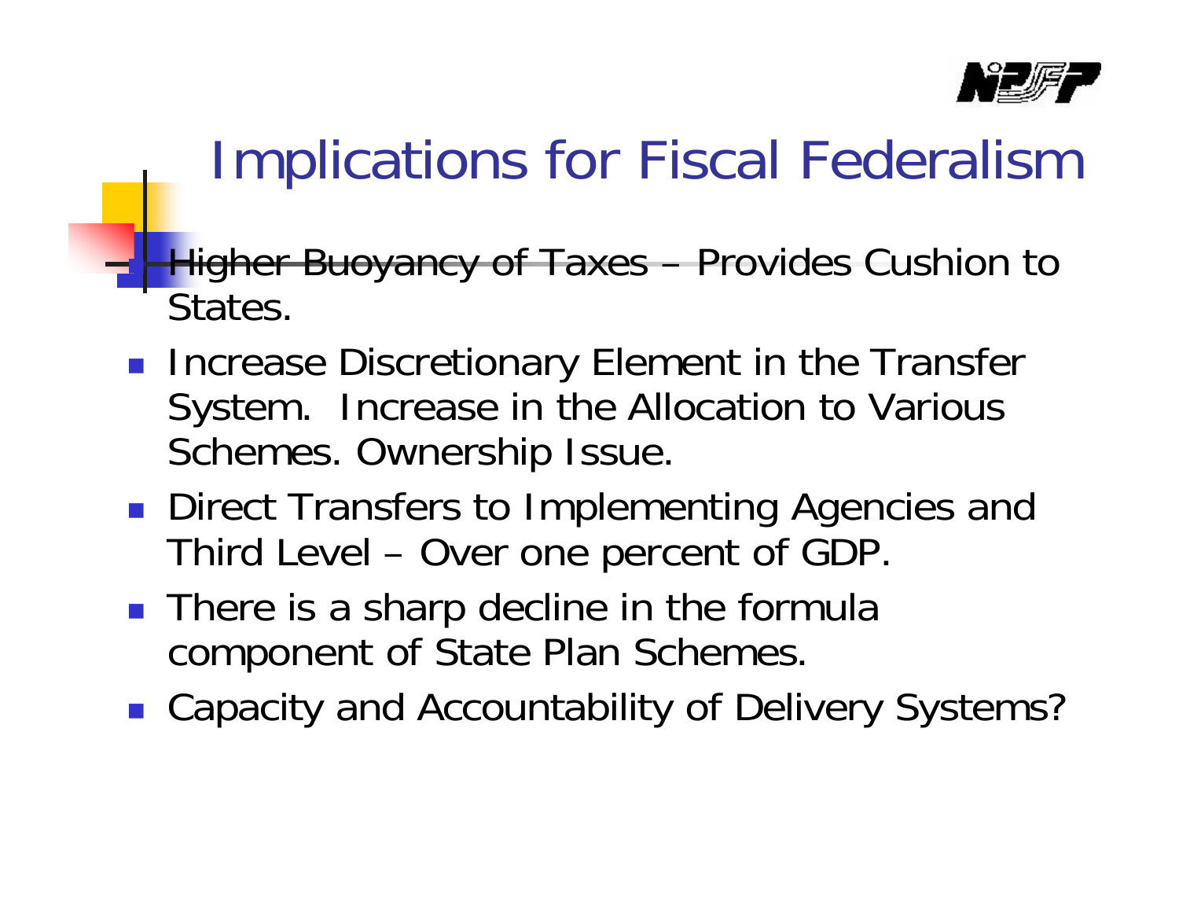# Implications for Fiscal Federalism

- Higher Buoyancy of Taxes – Provides Cushion to States.
- Increase Discretionary Element in the Transfer System. Increase in the Allocation to Various Schemes. Ownership Issue.
- Direct Transfers to Implementing Agencies and Third Level – Over one percent of GDP.
- There is a sharp decline in the formula component of State Plan Schemes.
- Capacity and Accountability of Delivery Systems?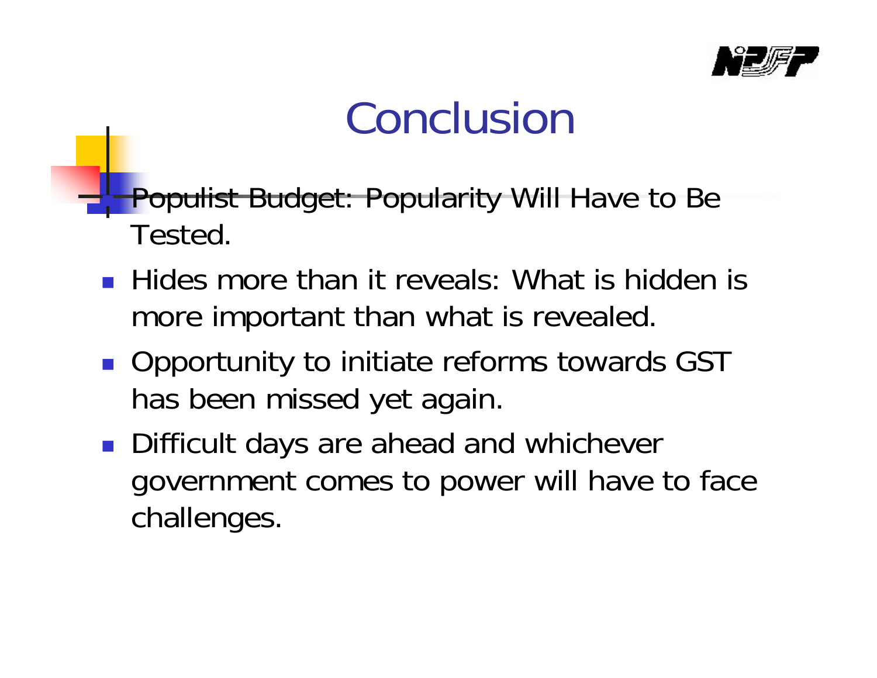# Conclusion

- Populist Budget: Popularity Will Have to Be Tested.
- Hides more than it reveals: What is hidden is more important than what is revealed.
- Opportunity to initiate reforms towards GST has been missed yet again.
- Difficult days are ahead and whichever government comes to power will have to face challenges.